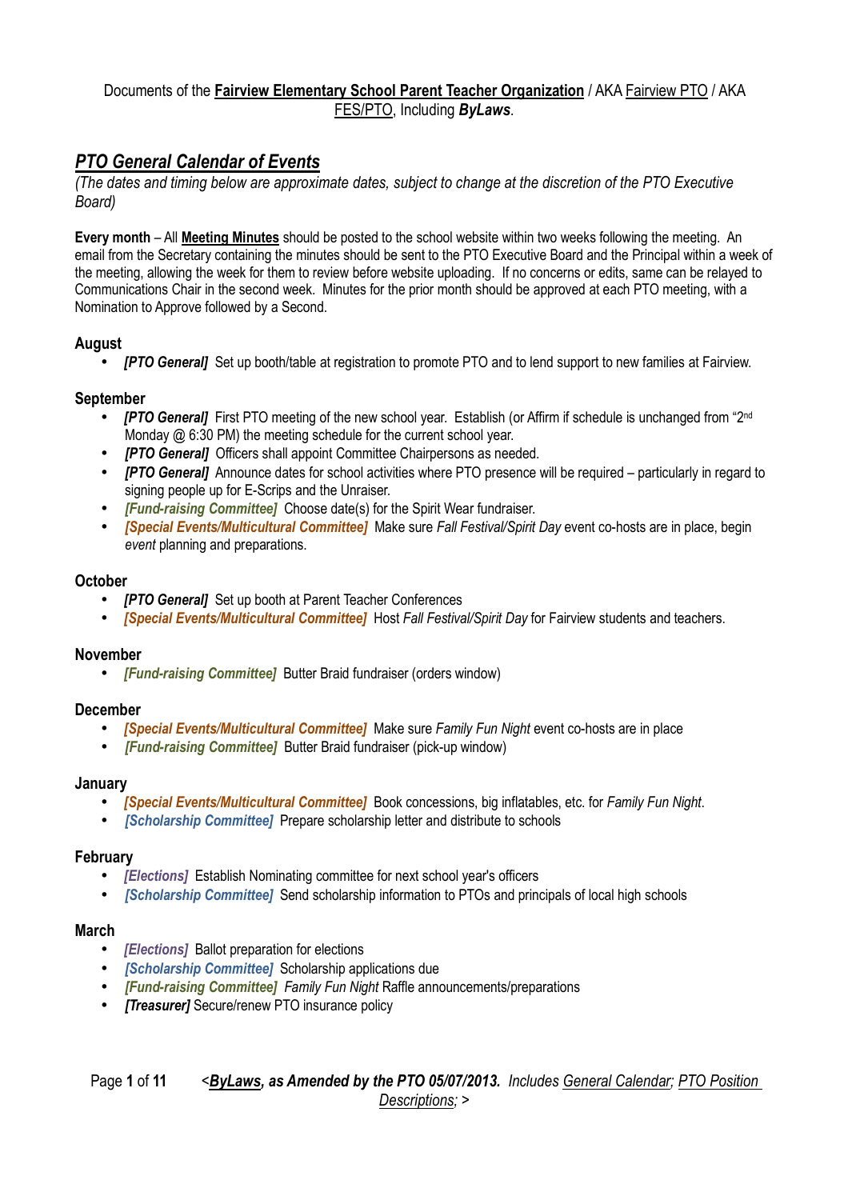Documents of the **Fairview Elementary School Parent Teacher Organization** / AKA Fairview PTO / AKA FES/PTO, Including ***ByLaws***.

## *PTO General Calendar of Events*

*(The dates and timing below are approximate dates, subject to change at the discretion of the PTO Executive Board)*

**Every month** – All **Meeting Minutes** should be posted to the school website within two weeks following the meeting. An email from the Secretary containing the minutes should be sent to the PTO Executive Board and the Principal within a week of the meeting, allowing the week for them to review before website uploading. If no concerns or edits, same can be relayed to Communications Chair in the second week. Minutes for the prior month should be approved at each PTO meeting, with a Nomination to Approve followed by a Second.

### August

- ***[PTO General]*** Set up booth/table at registration to promote PTO and to lend support to new families at Fairview.

### September

- ***[PTO General]*** First PTO meeting of the new school year. Establish (or Affirm if schedule is unchanged from "2nd Monday @ 6:30 PM) the meeting schedule for the current school year.
- ***[PTO General]*** Officers shall appoint Committee Chairpersons as needed.
- ***[PTO General]*** Announce dates for school activities where PTO presence will be required – particularly in regard to signing people up for E-Scrips and the Unraiser.
- ***[Fund-raising Committee]*** Choose date(s) for the Spirit Wear fundraiser.
- ***[Special Events/Multicultural Committee]*** Make sure *Fall Festival/Spirit Day* event co-hosts are in place, begin *event* planning and preparations.

### October

- ***[PTO General]*** Set up booth at Parent Teacher Conferences
- ***[Special Events/Multicultural Committee]*** Host *Fall Festival/Spirit Day* for Fairview students and teachers.

### November

- ***[Fund-raising Committee]*** Butter Braid fundraiser (orders window)

### December

- ***[Special Events/Multicultural Committee]*** Make sure *Family Fun Night* event co-hosts are in place
- ***[Fund-raising Committee]*** Butter Braid fundraiser (pick-up window)

### January

- ***[Special Events/Multicultural Committee]*** Book concessions, big inflatables, etc. for *Family Fun Night*.
- ***[Scholarship Committee]*** Prepare scholarship letter and distribute to schools

### February

- ***[Elections]*** Establish Nominating committee for next school year's officers
- ***[Scholarship Committee]*** Send scholarship information to PTOs and principals of local high schools

### March

- ***[Elections]*** Ballot preparation for elections
- ***[Scholarship Committee]*** Scholarship applications due
- ***[Fund-raising Committee]*** *Family Fun Night* Raffle announcements/preparations
- ***[Treasurer]*** Secure/renew PTO insurance policy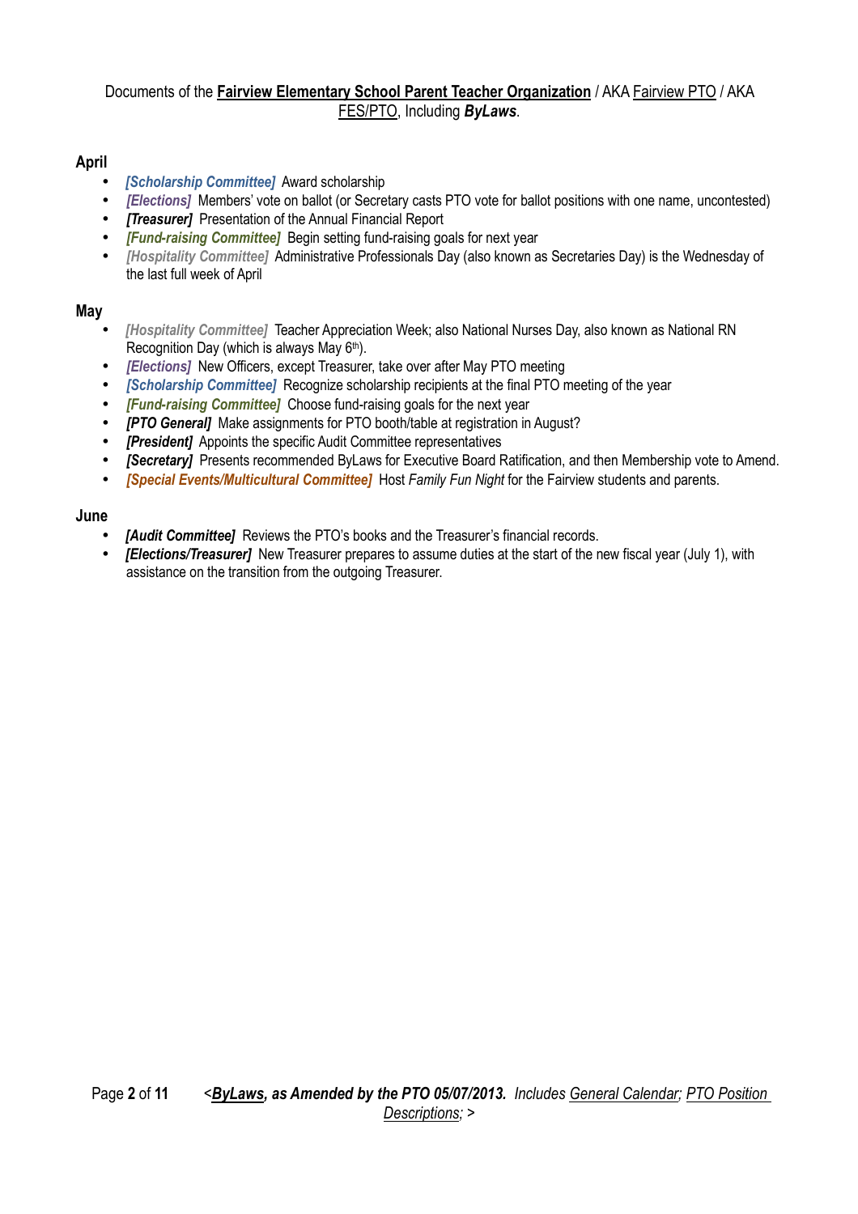Documents of the **Fairview Elementary School Parent Teacher Organization** / AKA Fairview PTO / AKA FES/PTO, Including ***ByLaws***.

## April

- ***[Scholarship Committee]*** Award scholarship
- ***[Elections]*** Members' vote on ballot (or Secretary casts PTO vote for ballot positions with one name, uncontested)
- ***[Treasurer]*** Presentation of the Annual Financial Report
- ***[Fund-raising Committee]*** Begin setting fund-raising goals for next year
- ***[Hospitality Committee]*** Administrative Professionals Day (also known as Secretaries Day) is the Wednesday of the last full week of April

## May

- ***[Hospitality Committee]*** Teacher Appreciation Week; also National Nurses Day, also known as National RN Recognition Day (which is always May 6th).
- ***[Elections]*** New Officers, except Treasurer, take over after May PTO meeting
- ***[Scholarship Committee]*** Recognize scholarship recipients at the final PTO meeting of the year
- ***[Fund-raising Committee]*** Choose fund-raising goals for the next year
- ***[PTO General]*** Make assignments for PTO booth/table at registration in August?
- ***[President]*** Appoints the specific Audit Committee representatives
- ***[Secretary]*** Presents recommended ByLaws for Executive Board Ratification, and then Membership vote to Amend.
- ***[Special Events/Multicultural Committee]*** Host *Family Fun Night* for the Fairview students and parents.

## June

- ***[Audit Committee]*** Reviews the PTO's books and the Treasurer's financial records.
- ***[Elections/Treasurer]*** New Treasurer prepares to assume duties at the start of the new fiscal year (July 1), with assistance on the transition from the outgoing Treasurer.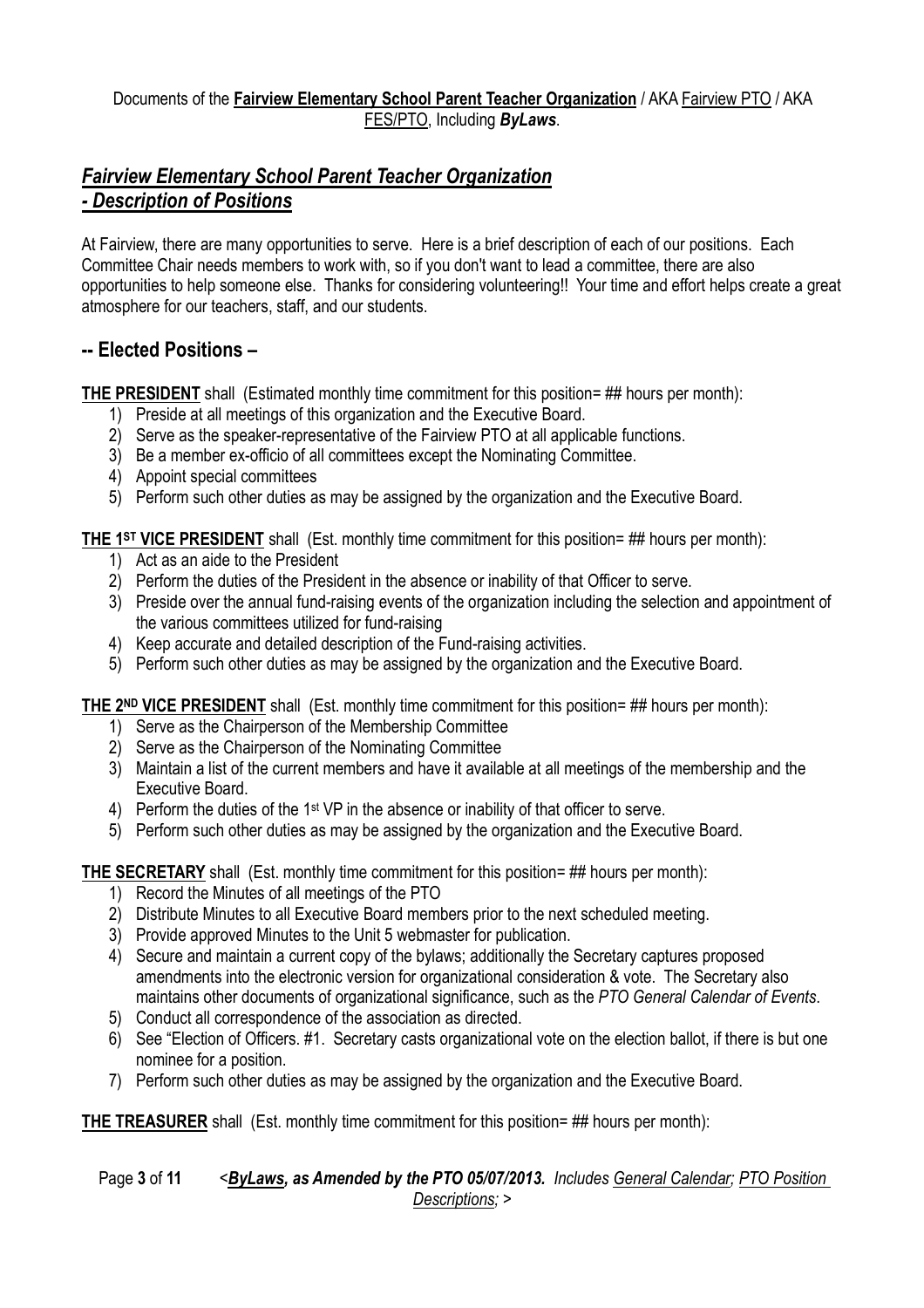Documents of the **Fairview Elementary School Parent Teacher Organization** / AKA Fairview PTO / AKA FES/PTO, Including ***ByLaws***.

## *Fairview Elementary School Parent Teacher Organization - Description of Positions*

At Fairview, there are many opportunities to serve. Here is a brief description of each of our positions. Each Committee Chair needs members to work with, so if you don't want to lead a committee, there are also opportunities to help someone else. Thanks for considering volunteering!! Your time and effort helps create a great atmosphere for our teachers, staff, and our students.

## -- Elected Positions –

**THE PRESIDENT** shall (Estimated monthly time commitment for this position= ## hours per month):

1) Preside at all meetings of this organization and the Executive Board.
2) Serve as the speaker-representative of the Fairview PTO at all applicable functions.
3) Be a member ex-officio of all committees except the Nominating Committee.
4) Appoint special committees
5) Perform such other duties as may be assigned by the organization and the Executive Board.

**THE 1ST VICE PRESIDENT** shall (Est. monthly time commitment for this position= ## hours per month):

1) Act as an aide to the President
2) Perform the duties of the President in the absence or inability of that Officer to serve.
3) Preside over the annual fund-raising events of the organization including the selection and appointment of the various committees utilized for fund-raising
4) Keep accurate and detailed description of the Fund-raising activities.
5) Perform such other duties as may be assigned by the organization and the Executive Board.

**THE 2ND VICE PRESIDENT** shall (Est. monthly time commitment for this position= ## hours per month):

1) Serve as the Chairperson of the Membership Committee
2) Serve as the Chairperson of the Nominating Committee
3) Maintain a list of the current members and have it available at all meetings of the membership and the Executive Board.
4) Perform the duties of the 1st VP in the absence or inability of that officer to serve.
5) Perform such other duties as may be assigned by the organization and the Executive Board.

**THE SECRETARY** shall (Est. monthly time commitment for this position= ## hours per month):

1) Record the Minutes of all meetings of the PTO
2) Distribute Minutes to all Executive Board members prior to the next scheduled meeting.
3) Provide approved Minutes to the Unit 5 webmaster for publication.
4) Secure and maintain a current copy of the bylaws; additionally the Secretary captures proposed amendments into the electronic version for organizational consideration & vote. The Secretary also maintains other documents of organizational significance, such as the *PTO General Calendar of Events*.
5) Conduct all correspondence of the association as directed.
6) See "Election of Officers. #1. Secretary casts organizational vote on the election ballot, if there is but one nominee for a position.
7) Perform such other duties as may be assigned by the organization and the Executive Board.

**THE TREASURER** shall (Est. monthly time commitment for this position= ## hours per month):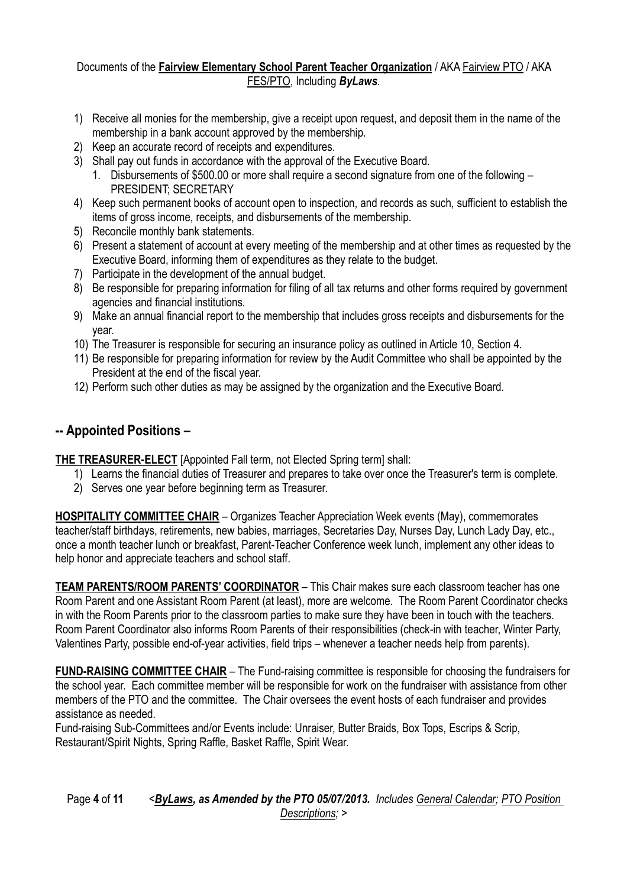1) Receive all monies for the membership, give a receipt upon request, and deposit them in the name of the membership in a bank account approved by the membership.
2) Keep an accurate record of receipts and expenditures.
3) Shall pay out funds in accordance with the approval of the Executive Board.
   1. Disbursements of $500.00 or more shall require a second signature from one of the following – PRESIDENT; SECRETARY
4) Keep such permanent books of account open to inspection, and records as such, sufficient to establish the items of gross income, receipts, and disbursements of the membership.
5) Reconcile monthly bank statements.
6) Present a statement of account at every meeting of the membership and at other times as requested by the Executive Board, informing them of expenditures as they relate to the budget.
7) Participate in the development of the annual budget.
8) Be responsible for preparing information for filing of all tax returns and other forms required by government agencies and financial institutions.
9) Make an annual financial report to the membership that includes gross receipts and disbursements for the year.
10) The Treasurer is responsible for securing an insurance policy as outlined in Article 10, Section 4.
11) Be responsible for preparing information for review by the Audit Committee who shall be appointed by the President at the end of the fiscal year.
12) Perform such other duties as may be assigned by the organization and the Executive Board.

## -- Appointed Positions –

**THE TREASURER-ELECT** [Appointed Fall term, not Elected Spring term] shall:

1) Learns the financial duties of Treasurer and prepares to take over once the Treasurer's term is complete.
2) Serves one year before beginning term as Treasurer.

**HOSPITALITY COMMITTEE CHAIR** – Organizes Teacher Appreciation Week events (May), commemorates teacher/staff birthdays, retirements, new babies, marriages, Secretaries Day, Nurses Day, Lunch Lady Day, etc., once a month teacher lunch or breakfast, Parent-Teacher Conference week lunch, implement any other ideas to help honor and appreciate teachers and school staff.

**TEAM PARENTS/ROOM PARENTS' COORDINATOR** – This Chair makes sure each classroom teacher has one Room Parent and one Assistant Room Parent (at least), more are welcome. The Room Parent Coordinator checks in with the Room Parents prior to the classroom parties to make sure they have been in touch with the teachers. Room Parent Coordinator also informs Room Parents of their responsibilities (check-in with teacher, Winter Party, Valentines Party, possible end-of-year activities, field trips – whenever a teacher needs help from parents).

**FUND-RAISING COMMITTEE CHAIR** – The Fund-raising committee is responsible for choosing the fundraisers for the school year. Each committee member will be responsible for work on the fundraiser with assistance from other members of the PTO and the committee. The Chair oversees the event hosts of each fundraiser and provides assistance as needed.
Fund-raising Sub-Committees and/or Events include: Unraiser, Butter Braids, Box Tops, Escrips & Scrip, Restaurant/Spirit Nights, Spring Raffle, Basket Raffle, Spirit Wear.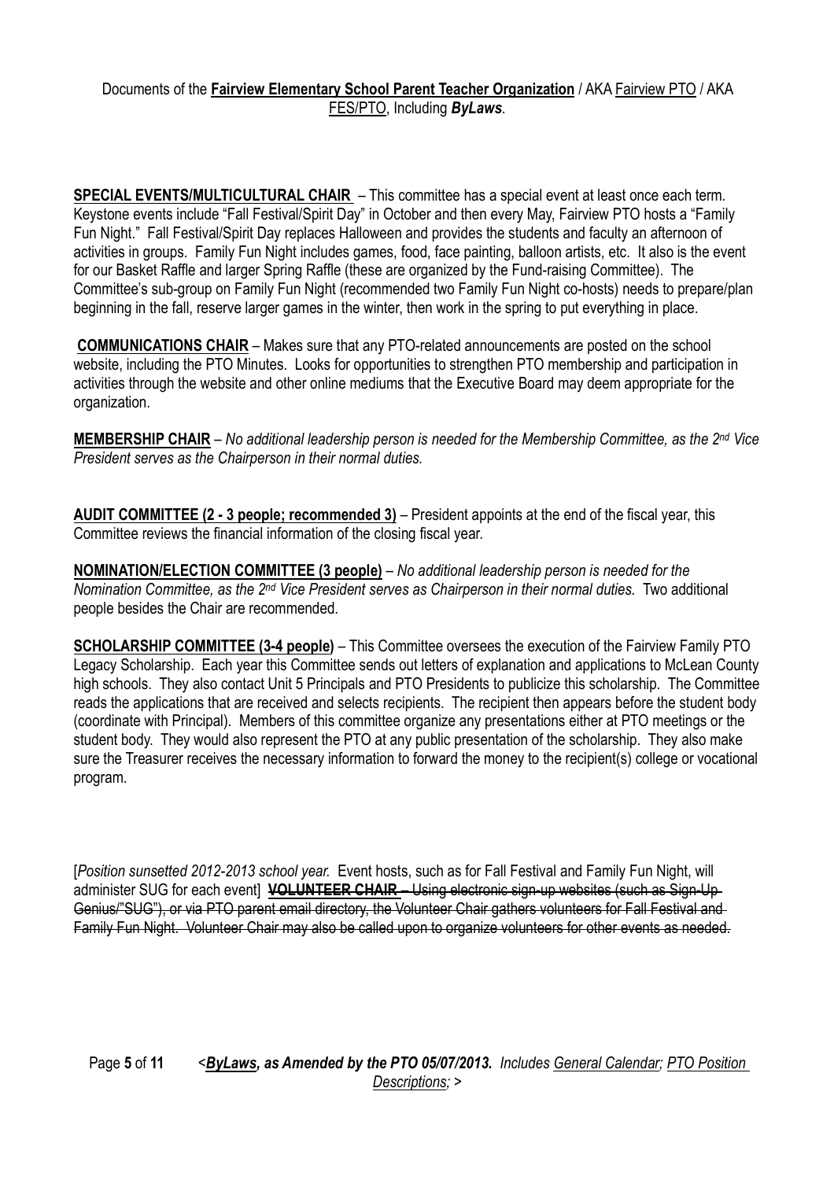**SPECIAL EVENTS/MULTICULTURAL CHAIR** – This committee has a special event at least once each term. Keystone events include "Fall Festival/Spirit Day" in October and then every May, Fairview PTO hosts a "Family Fun Night." Fall Festival/Spirit Day replaces Halloween and provides the students and faculty an afternoon of activities in groups. Family Fun Night includes games, food, face painting, balloon artists, etc. It also is the event for our Basket Raffle and larger Spring Raffle (these are organized by the Fund-raising Committee). The Committee's sub-group on Family Fun Night (recommended two Family Fun Night co-hosts) needs to prepare/plan beginning in the fall, reserve larger games in the winter, then work in the spring to put everything in place.

**COMMUNICATIONS CHAIR** – Makes sure that any PTO-related announcements are posted on the school website, including the PTO Minutes. Looks for opportunities to strengthen PTO membership and participation in activities through the website and other online mediums that the Executive Board may deem appropriate for the organization.

**MEMBERSHIP CHAIR** – *No additional leadership person is needed for the Membership Committee, as the 2nd Vice President serves as the Chairperson in their normal duties.*

**AUDIT COMMITTEE (2 - 3 people; recommended 3)** – President appoints at the end of the fiscal year, this Committee reviews the financial information of the closing fiscal year.

**NOMINATION/ELECTION COMMITTEE (3 people)** – *No additional leadership person is needed for the Nomination Committee, as the 2nd Vice President serves as Chairperson in their normal duties.* Two additional people besides the Chair are recommended.

**SCHOLARSHIP COMMITTEE (3-4 people)** – This Committee oversees the execution of the Fairview Family PTO Legacy Scholarship. Each year this Committee sends out letters of explanation and applications to McLean County high schools. They also contact Unit 5 Principals and PTO Presidents to publicize this scholarship. The Committee reads the applications that are received and selects recipients. The recipient then appears before the student body (coordinate with Principal). Members of this committee organize any presentations either at PTO meetings or the student body. They would also represent the PTO at any public presentation of the scholarship. They also make sure the Treasurer receives the necessary information to forward the money to the recipient(s) college or vocational program.

[*Position sunsetted 2012-2013 school year.* Event hosts, such as for Fall Festival and Family Fun Night, will administer SUG for each event] ~~**VOLUNTEER CHAIR** – Using electronic sign-up websites (such as Sign-Up-Genius/"SUG"), or via PTO parent email directory, the Volunteer Chair gathers volunteers for Fall Festival and Family Fun Night. Volunteer Chair may also be called upon to organize volunteers for other events as needed.~~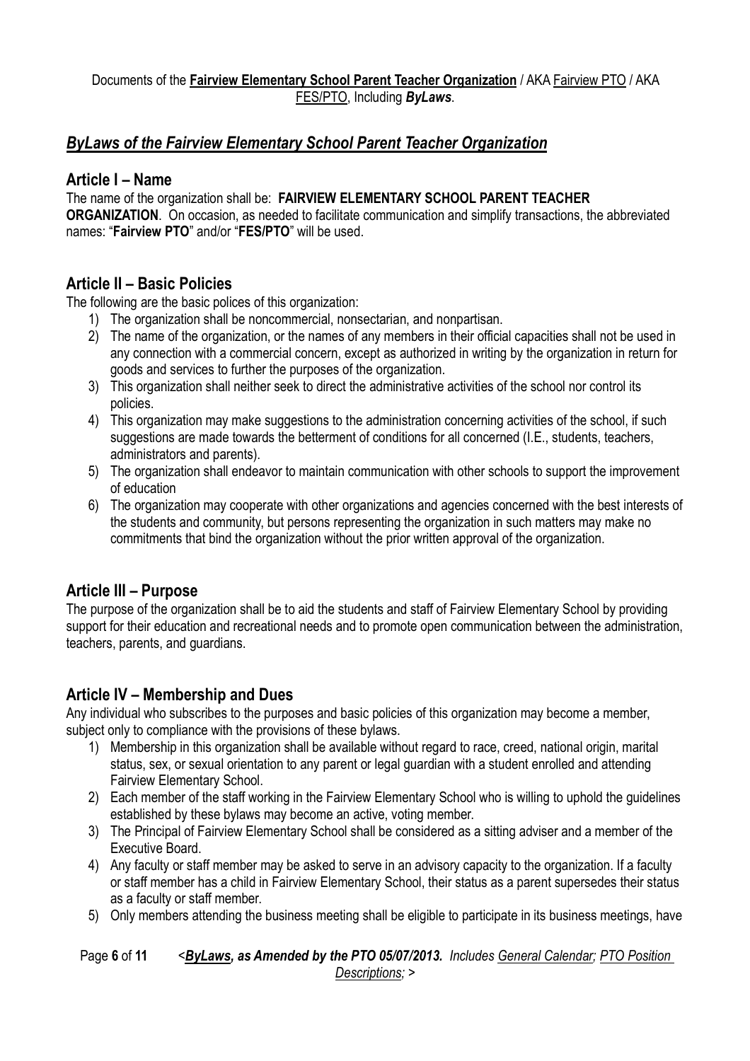Documents of the **<u>Fairview Elementary School Parent Teacher Organization</u>** / AKA <u>Fairview PTO</u> / AKA <u>FES/PTO</u>, Including ***ByLaws***.

## ***<u>ByLaws of the Fairview Elementary School Parent Teacher Organization</u>***

### Article I – Name

The name of the organization shall be: **FAIRVIEW ELEMENTARY SCHOOL PARENT TEACHER ORGANIZATION**. On occasion, as needed to facilitate communication and simplify transactions, the abbreviated names: "**Fairview PTO**" and/or "**FES/PTO**" will be used.

### Article II – Basic Policies

The following are the basic polices of this organization:

1) The organization shall be noncommercial, nonsectarian, and nonpartisan.
2) The name of the organization, or the names of any members in their official capacities shall not be used in any connection with a commercial concern, except as authorized in writing by the organization in return for goods and services to further the purposes of the organization.
3) This organization shall neither seek to direct the administrative activities of the school nor control its policies.
4) This organization may make suggestions to the administration concerning activities of the school, if such suggestions are made towards the betterment of conditions for all concerned (I.E., students, teachers, administrators and parents).
5) The organization shall endeavor to maintain communication with other schools to support the improvement of education
6) The organization may cooperate with other organizations and agencies concerned with the best interests of the students and community, but persons representing the organization in such matters may make no commitments that bind the organization without the prior written approval of the organization.

### Article III – Purpose

The purpose of the organization shall be to aid the students and staff of Fairview Elementary School by providing support for their education and recreational needs and to promote open communication between the administration, teachers, parents, and guardians.

### Article IV – Membership and Dues

Any individual who subscribes to the purposes and basic policies of this organization may become a member, subject only to compliance with the provisions of these bylaws.

1) Membership in this organization shall be available without regard to race, creed, national origin, marital status, sex, or sexual orientation to any parent or legal guardian with a student enrolled and attending Fairview Elementary School.
2) Each member of the staff working in the Fairview Elementary School who is willing to uphold the guidelines established by these bylaws may become an active, voting member.
3) The Principal of Fairview Elementary School shall be considered as a sitting adviser and a member of the Executive Board.
4) Any faculty or staff member may be asked to serve in an advisory capacity to the organization. If a faculty or staff member has a child in Fairview Elementary School, their status as a parent supersedes their status as a faculty or staff member.
5) Only members attending the business meeting shall be eligible to participate in its business meetings, have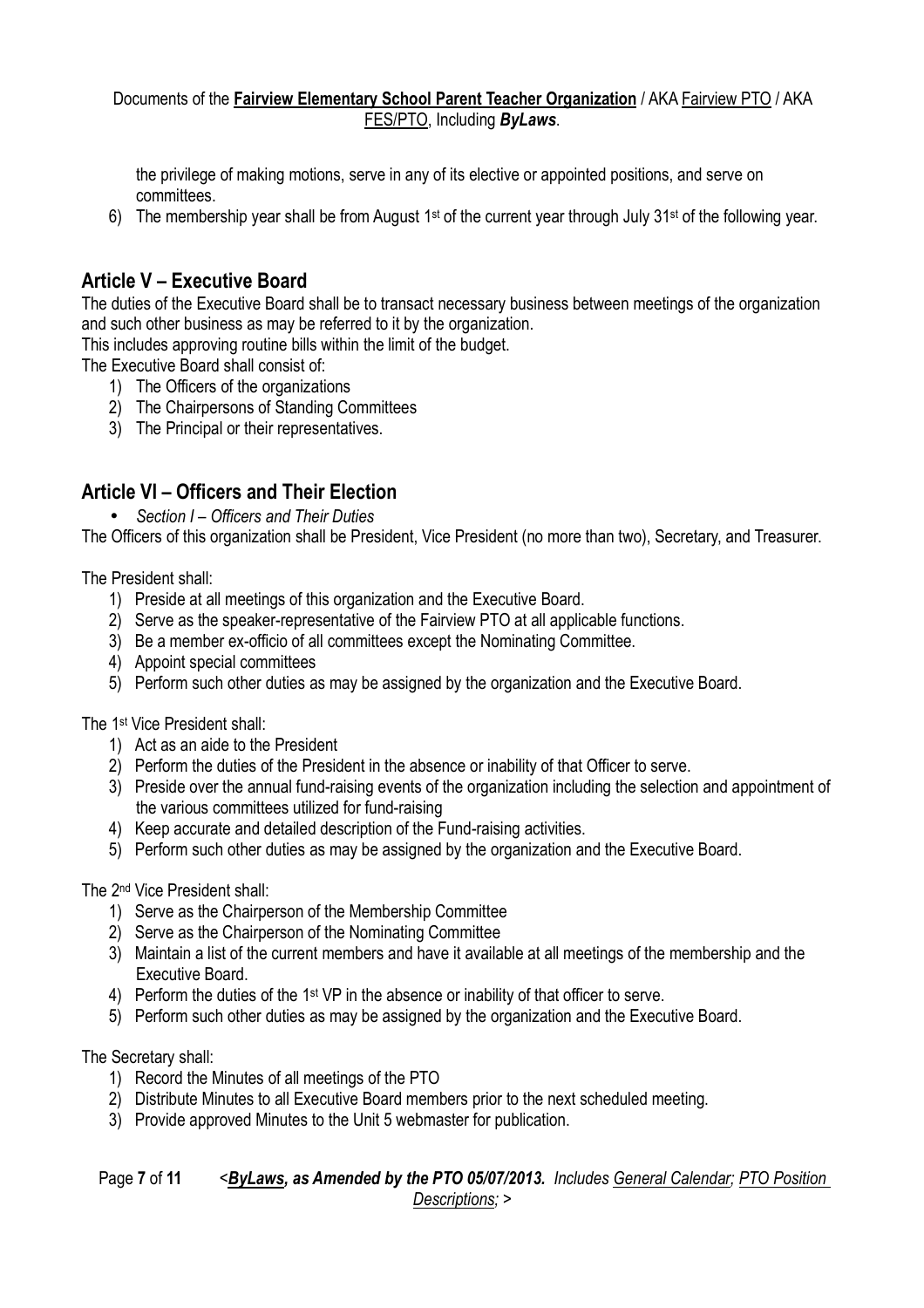the privilege of making motions, serve in any of its elective or appointed positions, and serve on committees.

6) The membership year shall be from August 1st of the current year through July 31st of the following year.

## Article V – Executive Board

The duties of the Executive Board shall be to transact necessary business between meetings of the organization and such other business as may be referred to it by the organization.

This includes approving routine bills within the limit of the budget.

The Executive Board shall consist of:

1) The Officers of the organizations
2) The Chairpersons of Standing Committees
3) The Principal or their representatives.

## Article VI – Officers and Their Election

- *Section I – Officers and Their Duties*

The Officers of this organization shall be President, Vice President (no more than two), Secretary, and Treasurer.

The President shall:

1) Preside at all meetings of this organization and the Executive Board.
2) Serve as the speaker-representative of the Fairview PTO at all applicable functions.
3) Be a member ex-officio of all committees except the Nominating Committee.
4) Appoint special committees
5) Perform such other duties as may be assigned by the organization and the Executive Board.

The 1st Vice President shall:

1) Act as an aide to the President
2) Perform the duties of the President in the absence or inability of that Officer to serve.
3) Preside over the annual fund-raising events of the organization including the selection and appointment of the various committees utilized for fund-raising
4) Keep accurate and detailed description of the Fund-raising activities.
5) Perform such other duties as may be assigned by the organization and the Executive Board.

The 2nd Vice President shall:

1) Serve as the Chairperson of the Membership Committee
2) Serve as the Chairperson of the Nominating Committee
3) Maintain a list of the current members and have it available at all meetings of the membership and the Executive Board.
4) Perform the duties of the 1st VP in the absence or inability of that officer to serve.
5) Perform such other duties as may be assigned by the organization and the Executive Board.

The Secretary shall:

1) Record the Minutes of all meetings of the PTO
2) Distribute Minutes to all Executive Board members prior to the next scheduled meeting.
3) Provide approved Minutes to the Unit 5 webmaster for publication.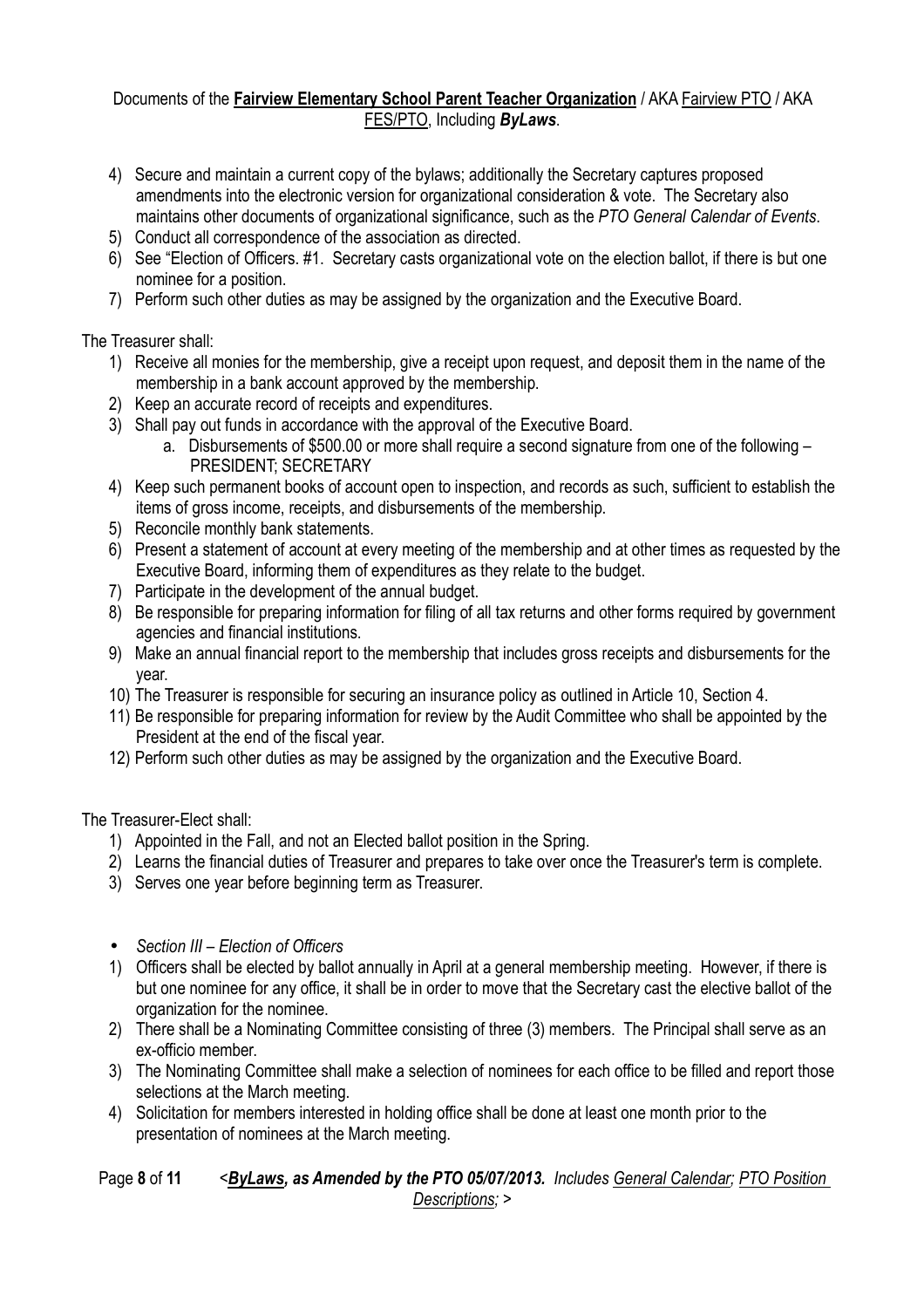4) Secure and maintain a current copy of the bylaws; additionally the Secretary captures proposed amendments into the electronic version for organizational consideration & vote. The Secretary also maintains other documents of organizational significance, such as the *PTO General Calendar of Events*.
5) Conduct all correspondence of the association as directed.
6) See "Election of Officers. #1. Secretary casts organizational vote on the election ballot, if there is but one nominee for a position.
7) Perform such other duties as may be assigned by the organization and the Executive Board.

The Treasurer shall:

1) Receive all monies for the membership, give a receipt upon request, and deposit them in the name of the membership in a bank account approved by the membership.
2) Keep an accurate record of receipts and expenditures.
3) Shall pay out funds in accordance with the approval of the Executive Board.
   a. Disbursements of $500.00 or more shall require a second signature from one of the following – PRESIDENT; SECRETARY
4) Keep such permanent books of account open to inspection, and records as such, sufficient to establish the items of gross income, receipts, and disbursements of the membership.
5) Reconcile monthly bank statements.
6) Present a statement of account at every meeting of the membership and at other times as requested by the Executive Board, informing them of expenditures as they relate to the budget.
7) Participate in the development of the annual budget.
8) Be responsible for preparing information for filing of all tax returns and other forms required by government agencies and financial institutions.
9) Make an annual financial report to the membership that includes gross receipts and disbursements for the year.
10) The Treasurer is responsible for securing an insurance policy as outlined in Article 10, Section 4.
11) Be responsible for preparing information for review by the Audit Committee who shall be appointed by the President at the end of the fiscal year.
12) Perform such other duties as may be assigned by the organization and the Executive Board.

The Treasurer-Elect shall:

1) Appointed in the Fall, and not an Elected ballot position in the Spring.
2) Learns the financial duties of Treasurer and prepares to take over once the Treasurer's term is complete.
3) Serves one year before beginning term as Treasurer.

- *Section III – Election of Officers*

1) Officers shall be elected by ballot annually in April at a general membership meeting. However, if there is but one nominee for any office, it shall be in order to move that the Secretary cast the elective ballot of the organization for the nominee.
2) There shall be a Nominating Committee consisting of three (3) members. The Principal shall serve as an ex-officio member.
3) The Nominating Committee shall make a selection of nominees for each office to be filled and report those selections at the March meeting.
4) Solicitation for members interested in holding office shall be done at least one month prior to the presentation of nominees at the March meeting.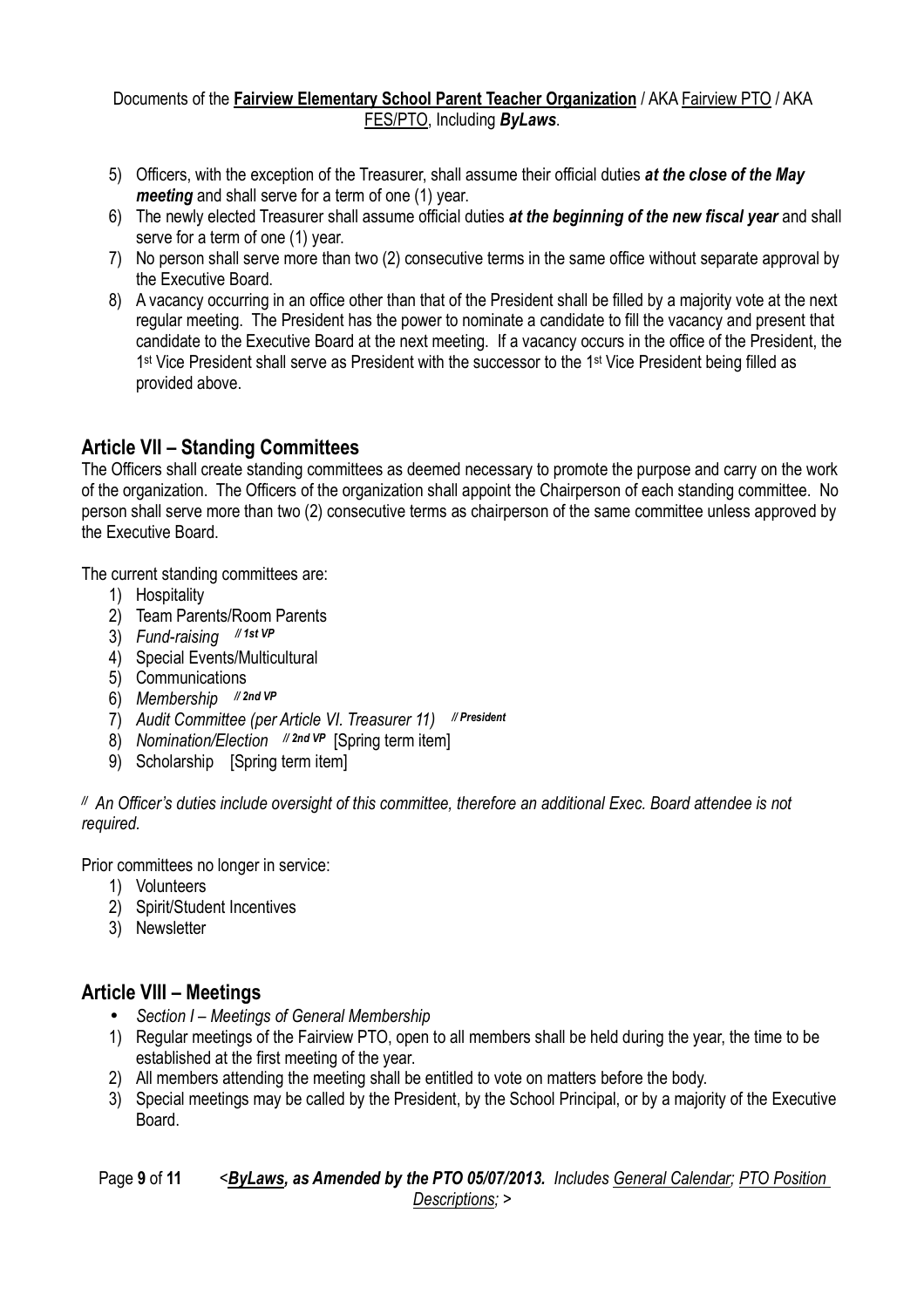5) Officers, with the exception of the Treasurer, shall assume their official duties ***at the close of the May meeting*** and shall serve for a term of one (1) year.
6) The newly elected Treasurer shall assume official duties ***at the beginning of the new fiscal year*** and shall serve for a term of one (1) year.
7) No person shall serve more than two (2) consecutive terms in the same office without separate approval by the Executive Board.
8) A vacancy occurring in an office other than that of the President shall be filled by a majority vote at the next regular meeting. The President has the power to nominate a candidate to fill the vacancy and present that candidate to the Executive Board at the next meeting. If a vacancy occurs in the office of the President, the 1st Vice President shall serve as President with the successor to the 1st Vice President being filled as provided above.

## Article VII – Standing Committees

The Officers shall create standing committees as deemed necessary to promote the purpose and carry on the work of the organization. The Officers of the organization shall appoint the Chairperson of each standing committee. No person shall serve more than two (2) consecutive terms as chairperson of the same committee unless approved by the Executive Board.

The current standing committees are:

1) Hospitality
2) Team Parents/Room Parents
3) *Fund-raising* ***// 1st VP***
4) Special Events/Multicultural
5) Communications
6) *Membership* ***// 2nd VP***
7) *Audit Committee (per Article VI. Treasurer 11)* ***// President***
8) *Nomination/Election* ***// 2nd VP*** [Spring term item]
9) Scholarship [Spring term item]

*// An Officer's duties include oversight of this committee, therefore an additional Exec. Board attendee is not required.*

Prior committees no longer in service:

1) Volunteers
2) Spirit/Student Incentives
3) Newsletter

## Article VIII – Meetings

- *Section I – Meetings of General Membership*

1) Regular meetings of the Fairview PTO, open to all members shall be held during the year, the time to be established at the first meeting of the year.
2) All members attending the meeting shall be entitled to vote on matters before the body.
3) Special meetings may be called by the President, by the School Principal, or by a majority of the Executive Board.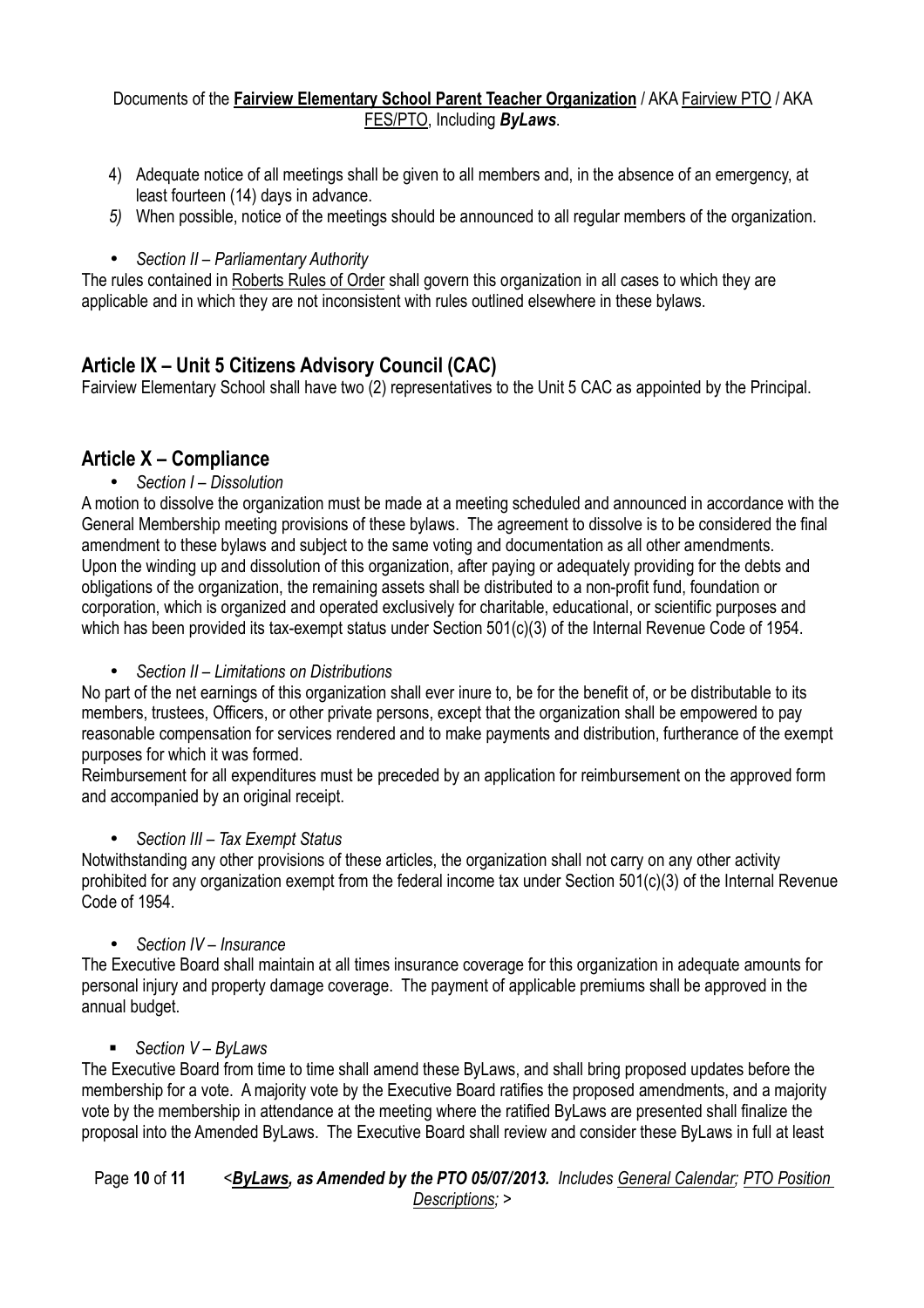4) Adequate notice of all meetings shall be given to all members and, in the absence of an emergency, at least fourteen (14) days in advance.
5) When possible, notice of the meetings should be announced to all regular members of the organization.

- *Section II – Parliamentary Authority*

The rules contained in Roberts Rules of Order shall govern this organization in all cases to which they are applicable and in which they are not inconsistent with rules outlined elsewhere in these bylaws.

## Article IX – Unit 5 Citizens Advisory Council (CAC)

Fairview Elementary School shall have two (2) representatives to the Unit 5 CAC as appointed by the Principal.

## Article X – Compliance

- *Section I – Dissolution*

A motion to dissolve the organization must be made at a meeting scheduled and announced in accordance with the General Membership meeting provisions of these bylaws. The agreement to dissolve is to be considered the final amendment to these bylaws and subject to the same voting and documentation as all other amendments.
Upon the winding up and dissolution of this organization, after paying or adequately providing for the debts and obligations of the organization, the remaining assets shall be distributed to a non-profit fund, foundation or corporation, which is organized and operated exclusively for charitable, educational, or scientific purposes and which has been provided its tax-exempt status under Section 501(c)(3) of the Internal Revenue Code of 1954.

- *Section II – Limitations on Distributions*

No part of the net earnings of this organization shall ever inure to, be for the benefit of, or be distributable to its members, trustees, Officers, or other private persons, except that the organization shall be empowered to pay reasonable compensation for services rendered and to make payments and distribution, furtherance of the exempt purposes for which it was formed.
Reimbursement for all expenditures must be preceded by an application for reimbursement on the approved form and accompanied by an original receipt.

- *Section III – Tax Exempt Status*

Notwithstanding any other provisions of these articles, the organization shall not carry on any other activity prohibited for any organization exempt from the federal income tax under Section 501(c)(3) of the Internal Revenue Code of 1954.

- *Section IV – Insurance*

The Executive Board shall maintain at all times insurance coverage for this organization in adequate amounts for personal injury and property damage coverage. The payment of applicable premiums shall be approved in the annual budget.

- *Section V – ByLaws*

The Executive Board from time to time shall amend these ByLaws, and shall bring proposed updates before the membership for a vote. A majority vote by the Executive Board ratifies the proposed amendments, and a majority vote by the membership in attendance at the meeting where the ratified ByLaws are presented shall finalize the proposal into the Amended ByLaws. The Executive Board shall review and consider these ByLaws in full at least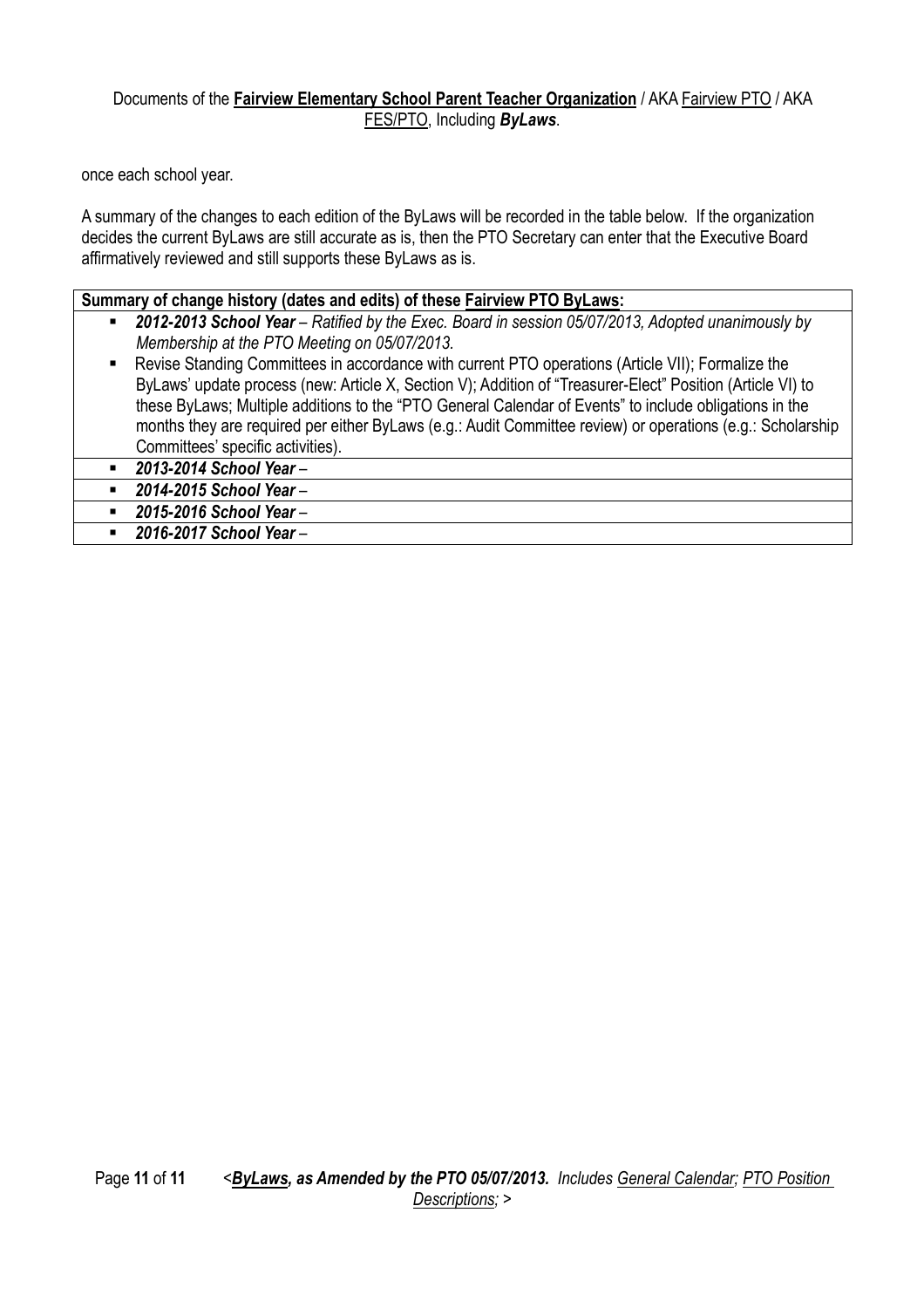once each school year.

A summary of the changes to each edition of the ByLaws will be recorded in the table below. If the organization decides the current ByLaws are still accurate as is, then the PTO Secretary can enter that the Executive Board affirmatively reviewed and still supports these ByLaws as is.

| **Summary of change history (dates and edits) of these Fairview PTO ByLaws:** |
|---|
| ▪ ***2012-2013 School Year*** – *Ratified by the Exec. Board in session 05/07/2013, Adopted unanimously by Membership at the PTO Meeting on 05/07/2013.*<br>▪ Revise Standing Committees in accordance with current PTO operations (Article VII); Formalize the ByLaws' update process (new: Article X, Section V); Addition of "Treasurer-Elect" Position (Article VI) to these ByLaws; Multiple additions to the "PTO General Calendar of Events" to include obligations in the months they are required per either ByLaws (e.g.: Audit Committee review) or operations (e.g.: Scholarship Committees' specific activities). |
| ▪ ***2013-2014 School Year*** – |
| ▪ ***2014-2015 School Year*** – |
| ▪ ***2015-2016 School Year*** – |
| ▪ ***2016-2017 School Year*** – |